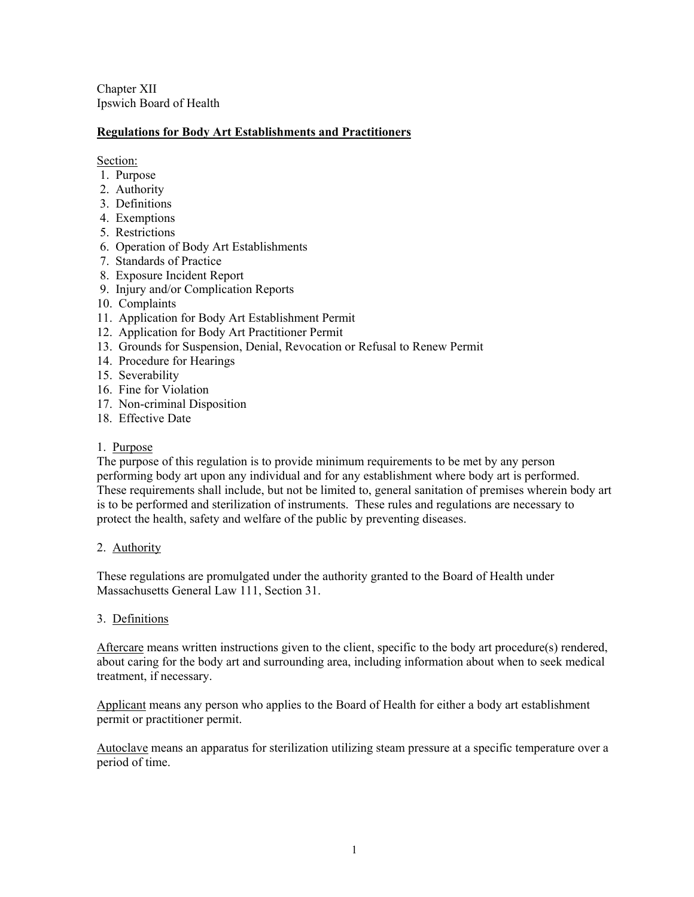Chapter XII
Ipswich Board of Health

# Regulations for Body Art Establishments and Practitioners

Section:

1. Purpose
2. Authority
3. Definitions
4. Exemptions
5. Restrictions
6. Operation of Body Art Establishments
7. Standards of Practice
8. Exposure Incident Report
9. Injury and/or Complication Reports
10. Complaints
11. Application for Body Art Establishment Permit
12. Application for Body Art Practitioner Permit
13. Grounds for Suspension, Denial, Revocation or Refusal to Renew Permit
14. Procedure for Hearings
15. Severability
16. Fine for Violation
17. Non-criminal Disposition
18. Effective Date

## 1. Purpose

The purpose of this regulation is to provide minimum requirements to be met by any person performing body art upon any individual and for any establishment where body art is performed. These requirements shall include, but not be limited to, general sanitation of premises wherein body art is to be performed and sterilization of instruments. These rules and regulations are necessary to protect the health, safety and welfare of the public by preventing diseases.

## 2. Authority

These regulations are promulgated under the authority granted to the Board of Health under Massachusetts General Law 111, Section 31.

## 3. Definitions

Aftercare means written instructions given to the client, specific to the body art procedure(s) rendered, about caring for the body art and surrounding area, including information about when to seek medical treatment, if necessary.

Applicant means any person who applies to the Board of Health for either a body art establishment permit or practitioner permit.

Autoclave means an apparatus for sterilization utilizing steam pressure at a specific temperature over a period of time.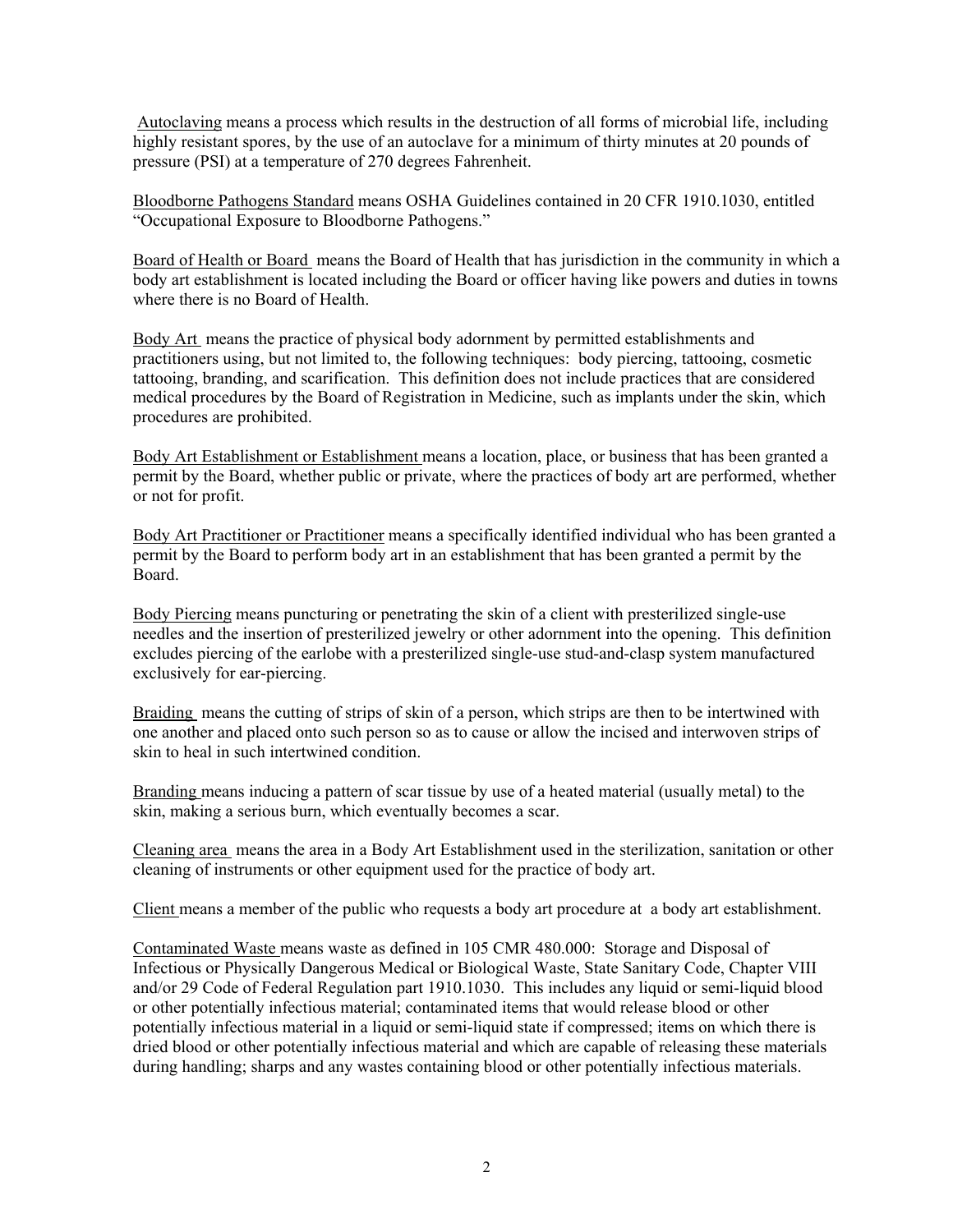Autoclaving means a process which results in the destruction of all forms of microbial life, including highly resistant spores, by the use of an autoclave for a minimum of thirty minutes at 20 pounds of pressure (PSI) at a temperature of 270 degrees Fahrenheit.

Bloodborne Pathogens Standard means OSHA Guidelines contained in 20 CFR 1910.1030, entitled "Occupational Exposure to Bloodborne Pathogens."

Board of Health or Board means the Board of Health that has jurisdiction in the community in which a body art establishment is located including the Board or officer having like powers and duties in towns where there is no Board of Health.

Body Art means the practice of physical body adornment by permitted establishments and practitioners using, but not limited to, the following techniques: body piercing, tattooing, cosmetic tattooing, branding, and scarification. This definition does not include practices that are considered medical procedures by the Board of Registration in Medicine, such as implants under the skin, which procedures are prohibited.

Body Art Establishment or Establishment means a location, place, or business that has been granted a permit by the Board, whether public or private, where the practices of body art are performed, whether or not for profit.

Body Art Practitioner or Practitioner means a specifically identified individual who has been granted a permit by the Board to perform body art in an establishment that has been granted a permit by the Board.

Body Piercing means puncturing or penetrating the skin of a client with presterilized single-use needles and the insertion of presterilized jewelry or other adornment into the opening. This definition excludes piercing of the earlobe with a presterilized single-use stud-and-clasp system manufactured exclusively for ear-piercing.

Braiding means the cutting of strips of skin of a person, which strips are then to be intertwined with one another and placed onto such person so as to cause or allow the incised and interwoven strips of skin to heal in such intertwined condition.

Branding means inducing a pattern of scar tissue by use of a heated material (usually metal) to the skin, making a serious burn, which eventually becomes a scar.

Cleaning area means the area in a Body Art Establishment used in the sterilization, sanitation or other cleaning of instruments or other equipment used for the practice of body art.

Client means a member of the public who requests a body art procedure at a body art establishment.

Contaminated Waste means waste as defined in 105 CMR 480.000: Storage and Disposal of Infectious or Physically Dangerous Medical or Biological Waste, State Sanitary Code, Chapter VIII and/or 29 Code of Federal Regulation part 1910.1030. This includes any liquid or semi-liquid blood or other potentially infectious material; contaminated items that would release blood or other potentially infectious material in a liquid or semi-liquid state if compressed; items on which there is dried blood or other potentially infectious material and which are capable of releasing these materials during handling; sharps and any wastes containing blood or other potentially infectious materials.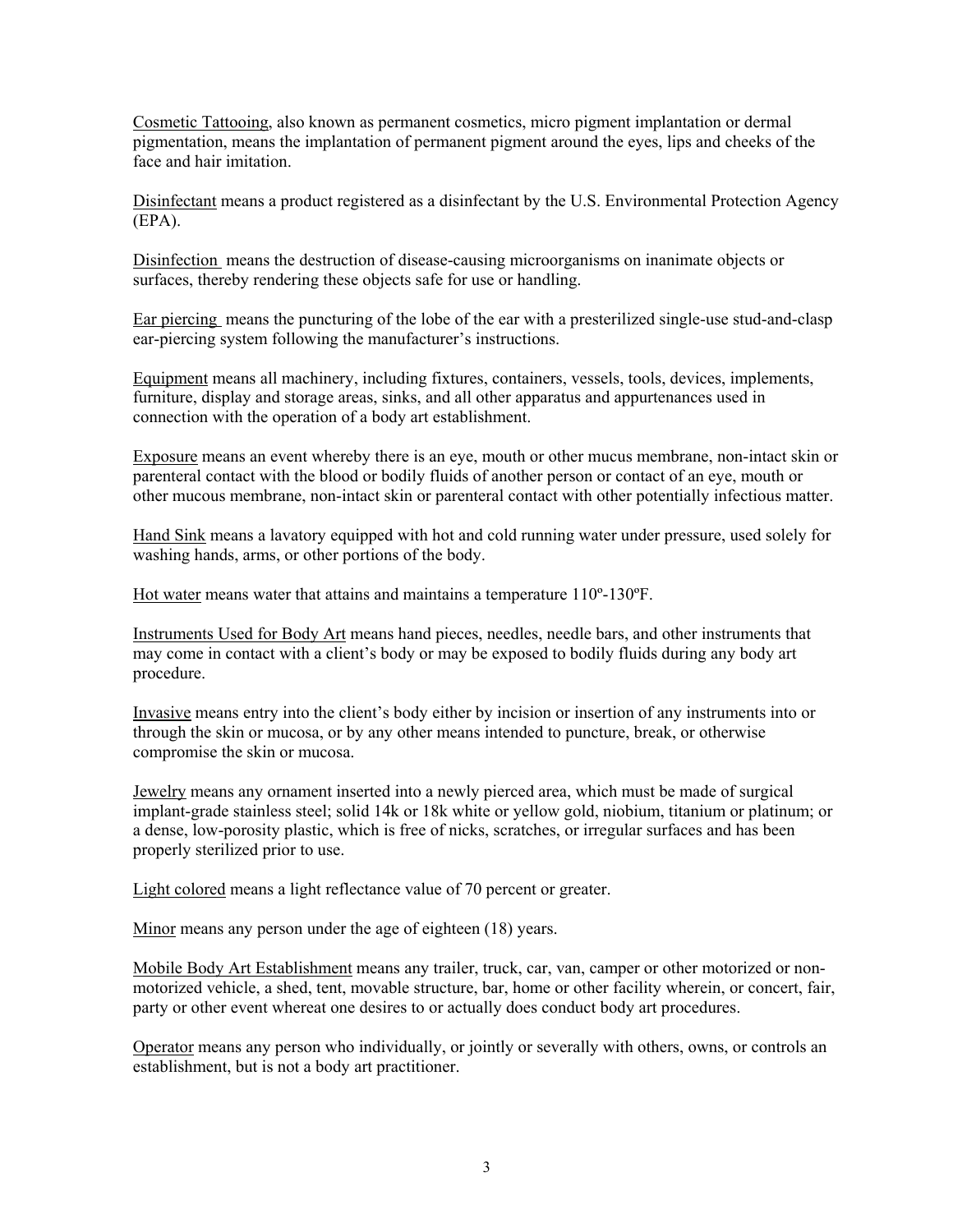Cosmetic Tattooing, also known as permanent cosmetics, micro pigment implantation or dermal pigmentation, means the implantation of permanent pigment around the eyes, lips and cheeks of the face and hair imitation.

Disinfectant means a product registered as a disinfectant by the U.S. Environmental Protection Agency (EPA).

Disinfection means the destruction of disease-causing microorganisms on inanimate objects or surfaces, thereby rendering these objects safe for use or handling.

Ear piercing means the puncturing of the lobe of the ear with a presterilized single-use stud-and-clasp ear-piercing system following the manufacturer's instructions.

Equipment means all machinery, including fixtures, containers, vessels, tools, devices, implements, furniture, display and storage areas, sinks, and all other apparatus and appurtenances used in connection with the operation of a body art establishment.

Exposure means an event whereby there is an eye, mouth or other mucus membrane, non-intact skin or parenteral contact with the blood or bodily fluids of another person or contact of an eye, mouth or other mucous membrane, non-intact skin or parenteral contact with other potentially infectious matter.

Hand Sink means a lavatory equipped with hot and cold running water under pressure, used solely for washing hands, arms, or other portions of the body.

Hot water means water that attains and maintains a temperature 110º-130ºF.

Instruments Used for Body Art means hand pieces, needles, needle bars, and other instruments that may come in contact with a client's body or may be exposed to bodily fluids during any body art procedure.

Invasive means entry into the client's body either by incision or insertion of any instruments into or through the skin or mucosa, or by any other means intended to puncture, break, or otherwise compromise the skin or mucosa.

Jewelry means any ornament inserted into a newly pierced area, which must be made of surgical implant-grade stainless steel; solid 14k or 18k white or yellow gold, niobium, titanium or platinum; or a dense, low-porosity plastic, which is free of nicks, scratches, or irregular surfaces and has been properly sterilized prior to use.

Light colored means a light reflectance value of 70 percent or greater.

Minor means any person under the age of eighteen (18) years.

Mobile Body Art Establishment means any trailer, truck, car, van, camper or other motorized or non-motorized vehicle, a shed, tent, movable structure, bar, home or other facility wherein, or concert, fair, party or other event whereat one desires to or actually does conduct body art procedures.

Operator means any person who individually, or jointly or severally with others, owns, or controls an establishment, but is not a body art practitioner.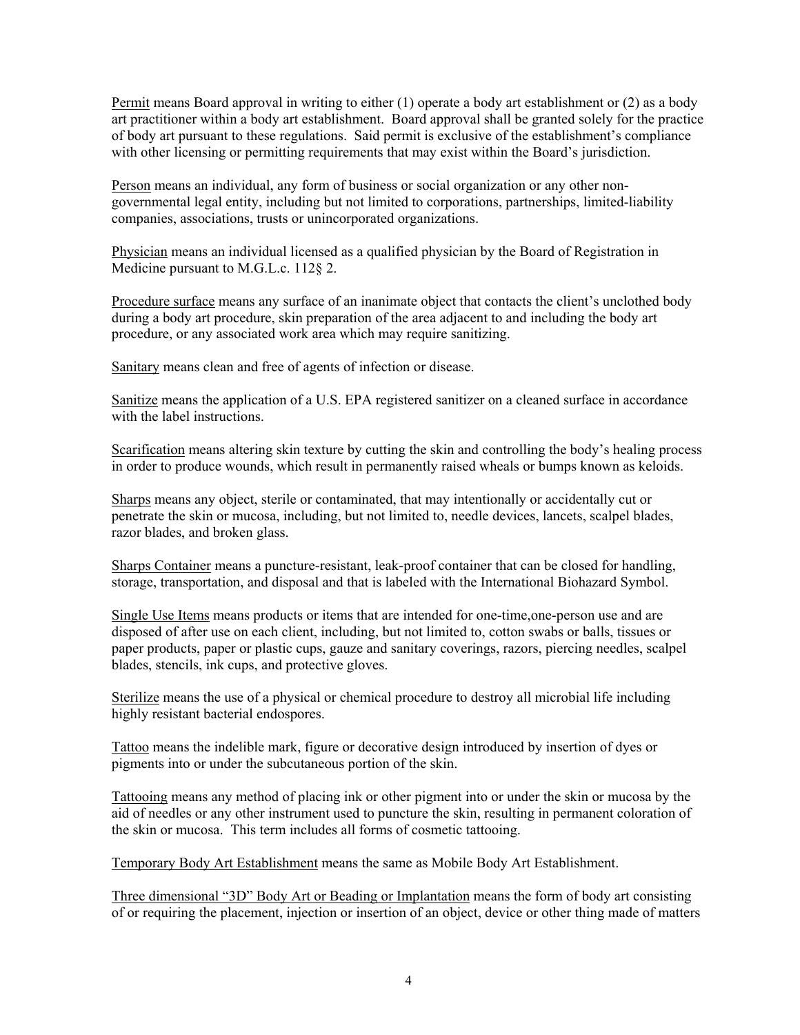Permit means Board approval in writing to either (1) operate a body art establishment or (2) as a body art practitioner within a body art establishment. Board approval shall be granted solely for the practice of body art pursuant to these regulations. Said permit is exclusive of the establishment's compliance with other licensing or permitting requirements that may exist within the Board's jurisdiction.

Person means an individual, any form of business or social organization or any other non-governmental legal entity, including but not limited to corporations, partnerships, limited-liability companies, associations, trusts or unincorporated organizations.

Physician means an individual licensed as a qualified physician by the Board of Registration in Medicine pursuant to M.G.L.c. 112§ 2.

Procedure surface means any surface of an inanimate object that contacts the client's unclothed body during a body art procedure, skin preparation of the area adjacent to and including the body art procedure, or any associated work area which may require sanitizing.

Sanitary means clean and free of agents of infection or disease.

Sanitize means the application of a U.S. EPA registered sanitizer on a cleaned surface in accordance with the label instructions.

Scarification means altering skin texture by cutting the skin and controlling the body's healing process in order to produce wounds, which result in permanently raised wheals or bumps known as keloids.

Sharps means any object, sterile or contaminated, that may intentionally or accidentally cut or penetrate the skin or mucosa, including, but not limited to, needle devices, lancets, scalpel blades, razor blades, and broken glass.

Sharps Container means a puncture-resistant, leak-proof container that can be closed for handling, storage, transportation, and disposal and that is labeled with the International Biohazard Symbol.

Single Use Items means products or items that are intended for one-time,one-person use and are disposed of after use on each client, including, but not limited to, cotton swabs or balls, tissues or paper products, paper or plastic cups, gauze and sanitary coverings, razors, piercing needles, scalpel blades, stencils, ink cups, and protective gloves.

Sterilize means the use of a physical or chemical procedure to destroy all microbial life including highly resistant bacterial endospores.

Tattoo means the indelible mark, figure or decorative design introduced by insertion of dyes or pigments into or under the subcutaneous portion of the skin.

Tattooing means any method of placing ink or other pigment into or under the skin or mucosa by the aid of needles or any other instrument used to puncture the skin, resulting in permanent coloration of the skin or mucosa. This term includes all forms of cosmetic tattooing.

Temporary Body Art Establishment means the same as Mobile Body Art Establishment.

Three dimensional "3D" Body Art or Beading or Implantation means the form of body art consisting of or requiring the placement, injection or insertion of an object, device or other thing made of matters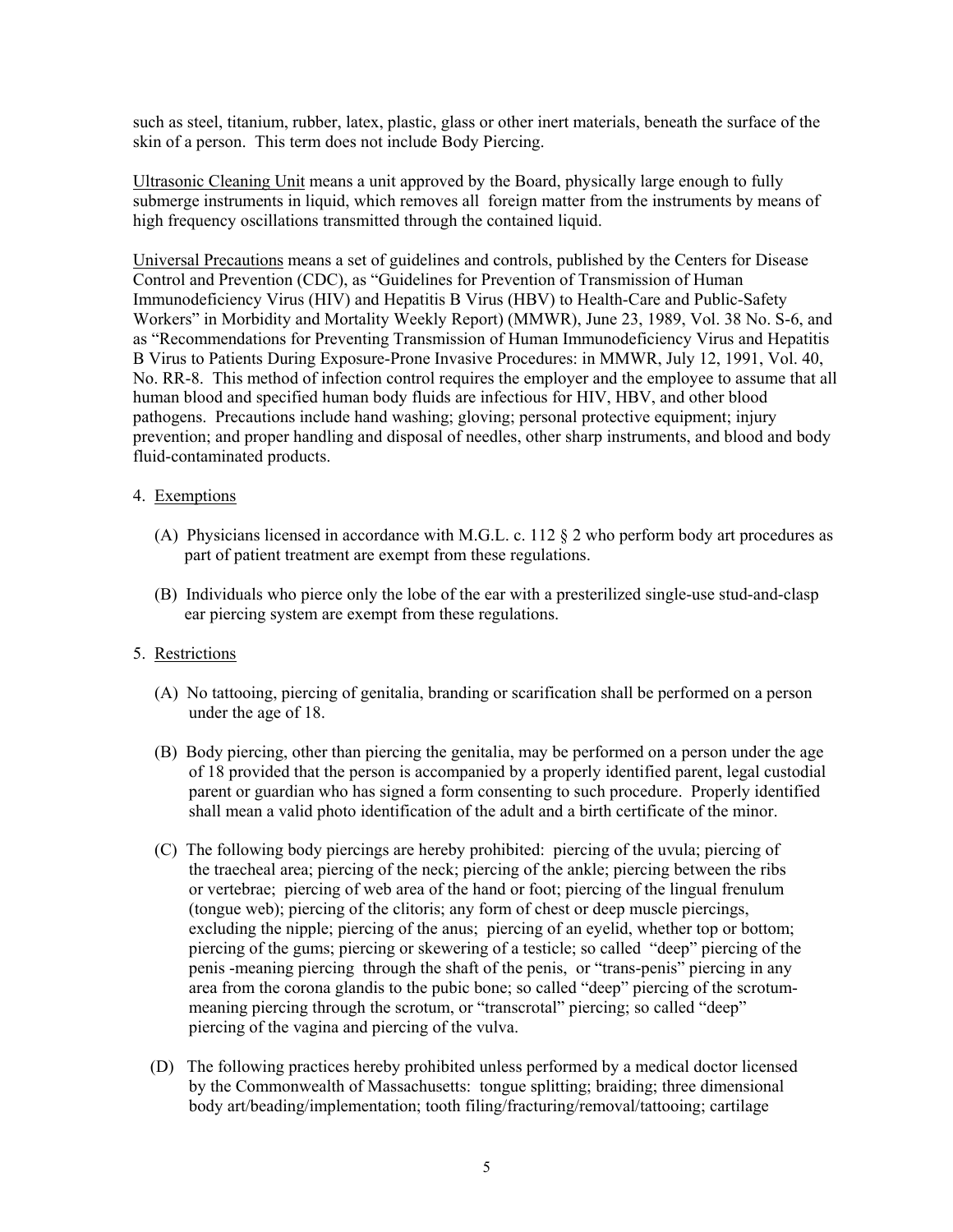such as steel, titanium, rubber, latex, plastic, glass or other inert materials, beneath the surface of the skin of a person. This term does not include Body Piercing.

Ultrasonic Cleaning Unit means a unit approved by the Board, physically large enough to fully submerge instruments in liquid, which removes all foreign matter from the instruments by means of high frequency oscillations transmitted through the contained liquid.

Universal Precautions means a set of guidelines and controls, published by the Centers for Disease Control and Prevention (CDC), as "Guidelines for Prevention of Transmission of Human Immunodeficiency Virus (HIV) and Hepatitis B Virus (HBV) to Health-Care and Public-Safety Workers" in Morbidity and Mortality Weekly Report) (MMWR), June 23, 1989, Vol. 38 No. S-6, and as "Recommendations for Preventing Transmission of Human Immunodeficiency Virus and Hepatitis B Virus to Patients During Exposure-Prone Invasive Procedures: in MMWR, July 12, 1991, Vol. 40, No. RR-8. This method of infection control requires the employer and the employee to assume that all human blood and specified human body fluids are infectious for HIV, HBV, and other blood pathogens. Precautions include hand washing; gloving; personal protective equipment; injury prevention; and proper handling and disposal of needles, other sharp instruments, and blood and body fluid-contaminated products.

4. Exemptions

(A) Physicians licensed in accordance with M.G.L. c. 112 § 2 who perform body art procedures as part of patient treatment are exempt from these regulations.

(B) Individuals who pierce only the lobe of the ear with a presterilized single-use stud-and-clasp ear piercing system are exempt from these regulations.

5. Restrictions

(A) No tattooing, piercing of genitalia, branding or scarification shall be performed on a person under the age of 18.

(B) Body piercing, other than piercing the genitalia, may be performed on a person under the age of 18 provided that the person is accompanied by a properly identified parent, legal custodial parent or guardian who has signed a form consenting to such procedure. Properly identified shall mean a valid photo identification of the adult and a birth certificate of the minor.

(C) The following body piercings are hereby prohibited: piercing of the uvula; piercing of the traecheal area; piercing of the neck; piercing of the ankle; piercing between the ribs or vertebrae; piercing of web area of the hand or foot; piercing of the lingual frenulum (tongue web); piercing of the clitoris; any form of chest or deep muscle piercings, excluding the nipple; piercing of the anus; piercing of an eyelid, whether top or bottom; piercing of the gums; piercing or skewering of a testicle; so called "deep" piercing of the penis -meaning piercing through the shaft of the penis, or "trans-penis" piercing in any area from the corona glandis to the pubic bone; so called "deep" piercing of the scrotum-meaning piercing through the scrotum, or "transcrotal" piercing; so called "deep" piercing of the vagina and piercing of the vulva.

(D) The following practices hereby prohibited unless performed by a medical doctor licensed by the Commonwealth of Massachusetts: tongue splitting; braiding; three dimensional body art/beading/implementation; tooth filing/fracturing/removal/tattooing; cartilage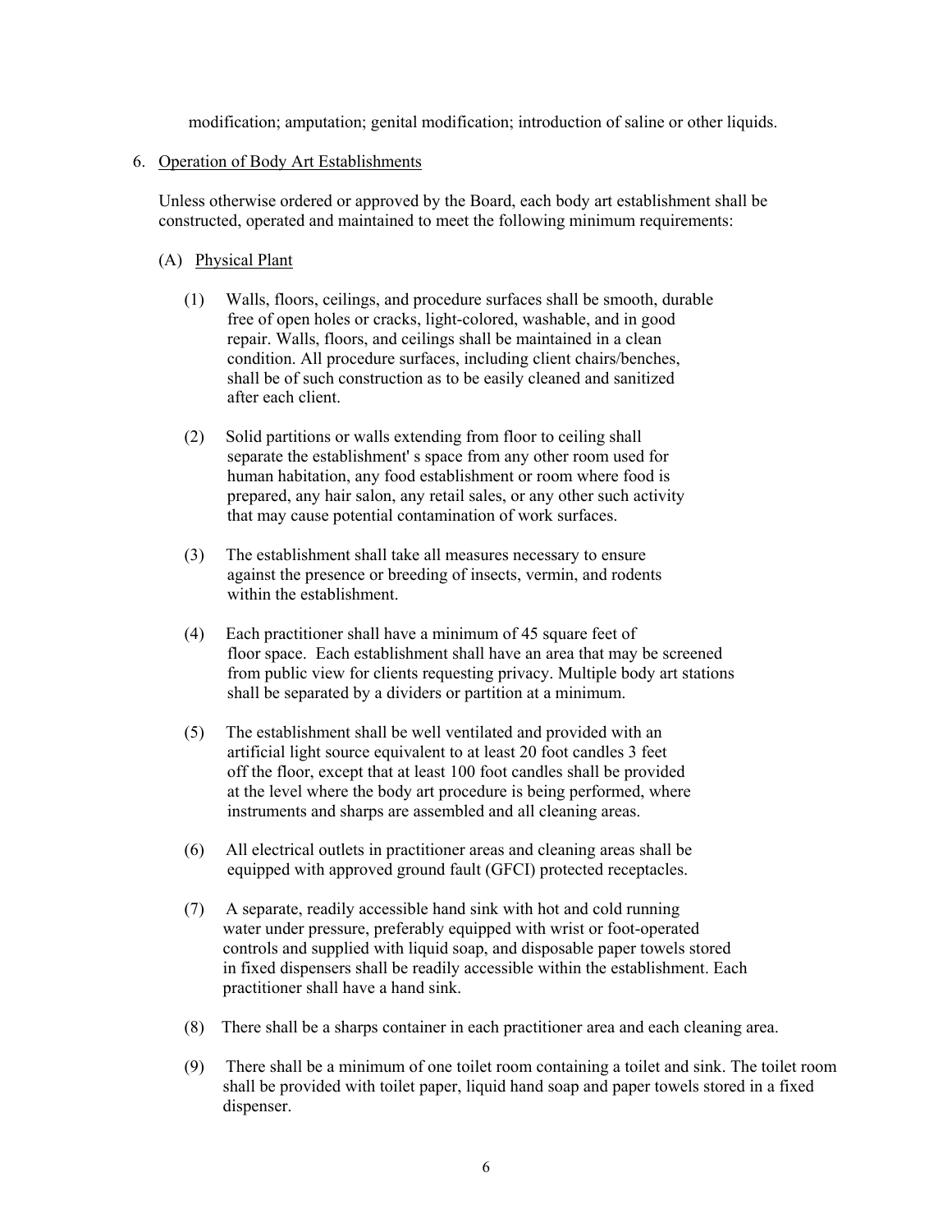modification; amputation; genital modification; introduction of saline or other liquids.

6. Operation of Body Art Establishments

Unless otherwise ordered or approved by the Board, each body art establishment shall be constructed, operated and maintained to meet the following minimum requirements:

(A) Physical Plant

(1) Walls, floors, ceilings, and procedure surfaces shall be smooth, durable free of open holes or cracks, light-colored, washable, and in good repair. Walls, floors, and ceilings shall be maintained in a clean condition. All procedure surfaces, including client chairs/benches, shall be of such construction as to be easily cleaned and sanitized after each client.

(2) Solid partitions or walls extending from floor to ceiling shall separate the establishment' s space from any other room used for human habitation, any food establishment or room where food is prepared, any hair salon, any retail sales, or any other such activity that may cause potential contamination of work surfaces.

(3) The establishment shall take all measures necessary to ensure against the presence or breeding of insects, vermin, and rodents within the establishment.

(4) Each practitioner shall have a minimum of 45 square feet of floor space. Each establishment shall have an area that may be screened from public view for clients requesting privacy. Multiple body art stations shall be separated by a dividers or partition at a minimum.

(5) The establishment shall be well ventilated and provided with an artificial light source equivalent to at least 20 foot candles 3 feet off the floor, except that at least 100 foot candles shall be provided at the level where the body art procedure is being performed, where instruments and sharps are assembled and all cleaning areas.

(6) All electrical outlets in practitioner areas and cleaning areas shall be equipped with approved ground fault (GFCI) protected receptacles.

(7) A separate, readily accessible hand sink with hot and cold running water under pressure, preferably equipped with wrist or foot-operated controls and supplied with liquid soap, and disposable paper towels stored in fixed dispensers shall be readily accessible within the establishment. Each practitioner shall have a hand sink.

(8) There shall be a sharps container in each practitioner area and each cleaning area.

(9) There shall be a minimum of one toilet room containing a toilet and sink. The toilet room shall be provided with toilet paper, liquid hand soap and paper towels stored in a fixed dispenser.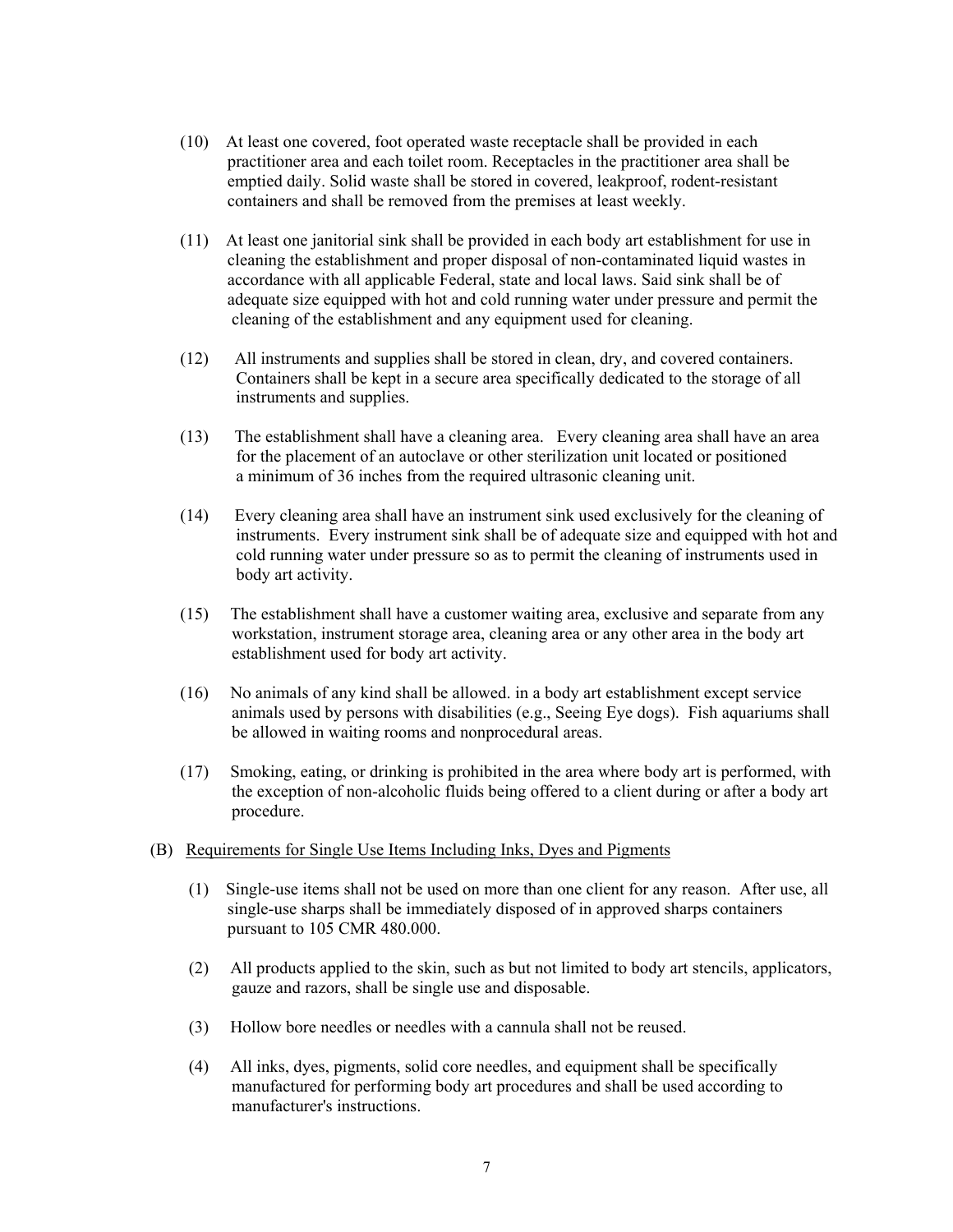(10) At least one covered, foot operated waste receptacle shall be provided in each practitioner area and each toilet room. Receptacles in the practitioner area shall be emptied daily. Solid waste shall be stored in covered, leakproof, rodent-resistant containers and shall be removed from the premises at least weekly.

(11) At least one janitorial sink shall be provided in each body art establishment for use in cleaning the establishment and proper disposal of non-contaminated liquid wastes in accordance with all applicable Federal, state and local laws. Said sink shall be of adequate size equipped with hot and cold running water under pressure and permit the cleaning of the establishment and any equipment used for cleaning.

(12) All instruments and supplies shall be stored in clean, dry, and covered containers. Containers shall be kept in a secure area specifically dedicated to the storage of all instruments and supplies.

(13) The establishment shall have a cleaning area. Every cleaning area shall have an area for the placement of an autoclave or other sterilization unit located or positioned a minimum of 36 inches from the required ultrasonic cleaning unit.

(14) Every cleaning area shall have an instrument sink used exclusively for the cleaning of instruments. Every instrument sink shall be of adequate size and equipped with hot and cold running water under pressure so as to permit the cleaning of instruments used in body art activity.

(15) The establishment shall have a customer waiting area, exclusive and separate from any workstation, instrument storage area, cleaning area or any other area in the body art establishment used for body art activity.

(16) No animals of any kind shall be allowed. in a body art establishment except service animals used by persons with disabilities (e.g., Seeing Eye dogs). Fish aquariums shall be allowed in waiting rooms and nonprocedural areas.

(17) Smoking, eating, or drinking is prohibited in the area where body art is performed, with the exception of non-alcoholic fluids being offered to a client during or after a body art procedure.

(B) <u>Requirements for Single Use Items Including Inks, Dyes and Pigments</u>

(1) Single-use items shall not be used on more than one client for any reason. After use, all single-use sharps shall be immediately disposed of in approved sharps containers pursuant to 105 CMR 480.000.

(2) All products applied to the skin, such as but not limited to body art stencils, applicators, gauze and razors, shall be single use and disposable.

(3) Hollow bore needles or needles with a cannula shall not be reused.

(4) All inks, dyes, pigments, solid core needles, and equipment shall be specifically manufactured for performing body art procedures and shall be used according to manufacturer's instructions.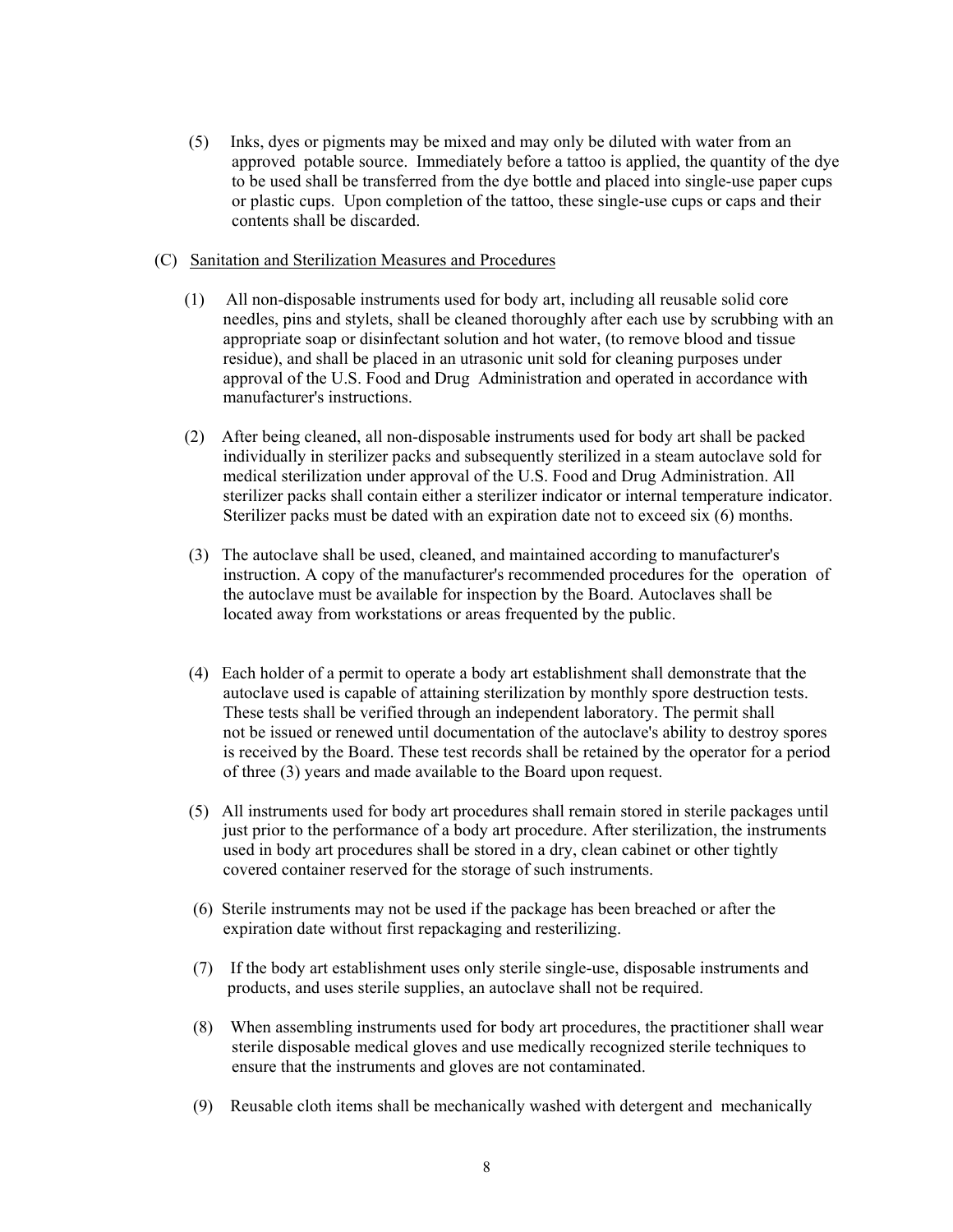(5) Inks, dyes or pigments may be mixed and may only be diluted with water from an approved potable source. Immediately before a tattoo is applied, the quantity of the dye to be used shall be transferred from the dye bottle and placed into single-use paper cups or plastic cups. Upon completion of the tattoo, these single-use cups or caps and their contents shall be discarded.

(C) Sanitation and Sterilization Measures and Procedures

(1) All non-disposable instruments used for body art, including all reusable solid core needles, pins and stylets, shall be cleaned thoroughly after each use by scrubbing with an appropriate soap or disinfectant solution and hot water, (to remove blood and tissue residue), and shall be placed in an utrasonic unit sold for cleaning purposes under approval of the U.S. Food and Drug Administration and operated in accordance with manufacturer's instructions.

(2) After being cleaned, all non-disposable instruments used for body art shall be packed individually in sterilizer packs and subsequently sterilized in a steam autoclave sold for medical sterilization under approval of the U.S. Food and Drug Administration. All sterilizer packs shall contain either a sterilizer indicator or internal temperature indicator. Sterilizer packs must be dated with an expiration date not to exceed six (6) months.

(3) The autoclave shall be used, cleaned, and maintained according to manufacturer's instruction. A copy of the manufacturer's recommended procedures for the operation of the autoclave must be available for inspection by the Board. Autoclaves shall be located away from workstations or areas frequented by the public.

(4) Each holder of a permit to operate a body art establishment shall demonstrate that the autoclave used is capable of attaining sterilization by monthly spore destruction tests. These tests shall be verified through an independent laboratory. The permit shall not be issued or renewed until documentation of the autoclave's ability to destroy spores is received by the Board. These test records shall be retained by the operator for a period of three (3) years and made available to the Board upon request.

(5) All instruments used for body art procedures shall remain stored in sterile packages until just prior to the performance of a body art procedure. After sterilization, the instruments used in body art procedures shall be stored in a dry, clean cabinet or other tightly covered container reserved for the storage of such instruments.

(6) Sterile instruments may not be used if the package has been breached or after the expiration date without first repackaging and resterilizing.

(7) If the body art establishment uses only sterile single-use, disposable instruments and products, and uses sterile supplies, an autoclave shall not be required.

(8) When assembling instruments used for body art procedures, the practitioner shall wear sterile disposable medical gloves and use medically recognized sterile techniques to ensure that the instruments and gloves are not contaminated.

(9) Reusable cloth items shall be mechanically washed with detergent and mechanically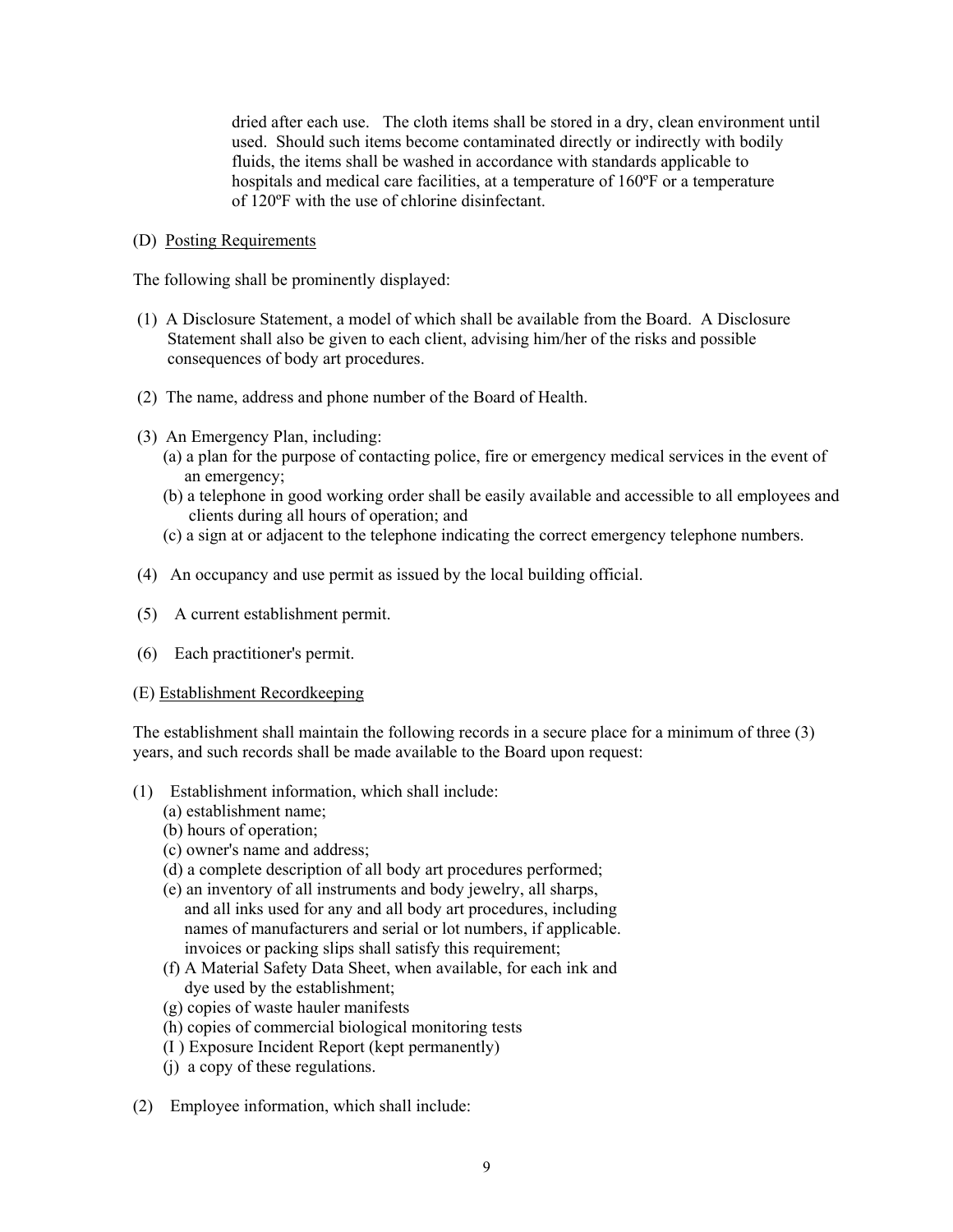dried after each use. The cloth items shall be stored in a dry, clean environment until used. Should such items become contaminated directly or indirectly with bodily fluids, the items shall be washed in accordance with standards applicable to hospitals and medical care facilities, at a temperature of 160ºF or a temperature of 120ºF with the use of chlorine disinfectant.

(D) Posting Requirements

The following shall be prominently displayed:

(1) A Disclosure Statement, a model of which shall be available from the Board. A Disclosure Statement shall also be given to each client, advising him/her of the risks and possible consequences of body art procedures.

(2) The name, address and phone number of the Board of Health.

(3) An Emergency Plan, including:
   (a) a plan for the purpose of contacting police, fire or emergency medical services in the event of an emergency;
   (b) a telephone in good working order shall be easily available and accessible to all employees and clients during all hours of operation; and
   (c) a sign at or adjacent to the telephone indicating the correct emergency telephone numbers.

(4) An occupancy and use permit as issued by the local building official.

(5) A current establishment permit.

(6) Each practitioner's permit.

(E) Establishment Recordkeeping

The establishment shall maintain the following records in a secure place for a minimum of three (3) years, and such records shall be made available to the Board upon request:

(1) Establishment information, which shall include:
   (a) establishment name;
   (b) hours of operation;
   (c) owner's name and address;
   (d) a complete description of all body art procedures performed;
   (e) an inventory of all instruments and body jewelry, all sharps, and all inks used for any and all body art procedures, including names of manufacturers and serial or lot numbers, if applicable. invoices or packing slips shall satisfy this requirement;
   (f) A Material Safety Data Sheet, when available, for each ink and dye used by the establishment;
   (g) copies of waste hauler manifests
   (h) copies of commercial biological monitoring tests
   (I ) Exposure Incident Report (kept permanently)
   (j) a copy of these regulations.

(2) Employee information, which shall include: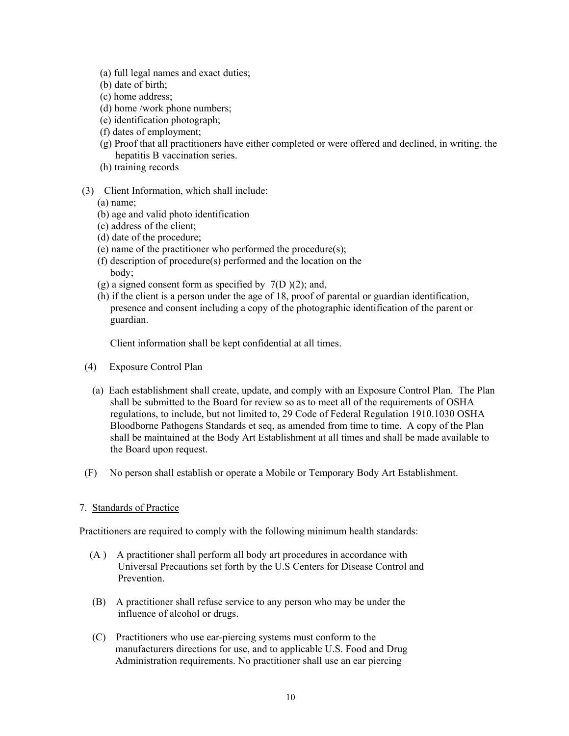(a) full legal names and exact duties;
(b) date of birth;
(c) home address;
(d) home /work phone numbers;
(e) identification photograph;
(f) dates of employment;
(g) Proof that all practitioners have either completed or were offered and declined, in writing, the hepatitis B vaccination series.
(h) training records

(3) Client Information, which shall include:
(a) name;
(b) age and valid photo identification
(c) address of the client;
(d) date of the procedure;
(e) name of the practitioner who performed the procedure(s);
(f) description of procedure(s) performed and the location on the body;
(g) a signed consent form as specified by 7(D )(2); and,
(h) if the client is a person under the age of 18, proof of parental or guardian identification, presence and consent including a copy of the photographic identification of the parent or guardian.

Client information shall be kept confidential at all times.

(4) Exposure Control Plan

(a) Each establishment shall create, update, and comply with an Exposure Control Plan. The Plan shall be submitted to the Board for review so as to meet all of the requirements of OSHA regulations, to include, but not limited to, 29 Code of Federal Regulation 1910.1030 OSHA Bloodborne Pathogens Standards et seq, as amended from time to time. A copy of the Plan shall be maintained at the Body Art Establishment at all times and shall be made available to the Board upon request.

(F) No person shall establish or operate a Mobile or Temporary Body Art Establishment.

7. Standards of Practice

Practitioners are required to comply with the following minimum health standards:

(A ) A practitioner shall perform all body art procedures in accordance with Universal Precautions set forth by the U.S Centers for Disease Control and Prevention.

(B) A practitioner shall refuse service to any person who may be under the influence of alcohol or drugs.

(C) Practitioners who use ear-piercing systems must conform to the manufacturers directions for use, and to applicable U.S. Food and Drug Administration requirements. No practitioner shall use an ear piercing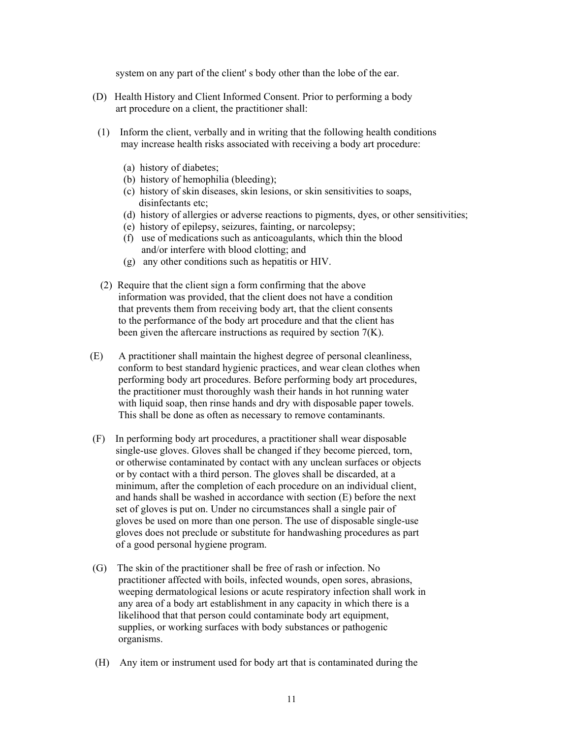system on any part of the client' s body other than the lobe of the ear.

(D) Health History and Client Informed Consent. Prior to performing a body art procedure on a client, the practitioner shall:

(1) Inform the client, verbally and in writing that the following health conditions may increase health risks associated with receiving a body art procedure:

(a) history of diabetes;
(b) history of hemophilia (bleeding);
(c) history of skin diseases, skin lesions, or skin sensitivities to soaps, disinfectants etc;
(d) history of allergies or adverse reactions to pigments, dyes, or other sensitivities;
(e) history of epilepsy, seizures, fainting, or narcolepsy;
(f) use of medications such as anticoagulants, which thin the blood and/or interfere with blood clotting; and
(g) any other conditions such as hepatitis or HIV.

(2) Require that the client sign a form confirming that the above information was provided, that the client does not have a condition that prevents them from receiving body art, that the client consents to the performance of the body art procedure and that the client has been given the aftercare instructions as required by section 7(K).

(E) A practitioner shall maintain the highest degree of personal cleanliness, conform to best standard hygienic practices, and wear clean clothes when performing body art procedures. Before performing body art procedures, the practitioner must thoroughly wash their hands in hot running water with liquid soap, then rinse hands and dry with disposable paper towels. This shall be done as often as necessary to remove contaminants.

(F) In performing body art procedures, a practitioner shall wear disposable single-use gloves. Gloves shall be changed if they become pierced, torn, or otherwise contaminated by contact with any unclean surfaces or objects or by contact with a third person. The gloves shall be discarded, at a minimum, after the completion of each procedure on an individual client, and hands shall be washed in accordance with section (E) before the next set of gloves is put on. Under no circumstances shall a single pair of gloves be used on more than one person. The use of disposable single-use gloves does not preclude or substitute for handwashing procedures as part of a good personal hygiene program.

(G) The skin of the practitioner shall be free of rash or infection. No practitioner affected with boils, infected wounds, open sores, abrasions, weeping dermatological lesions or acute respiratory infection shall work in any area of a body art establishment in any capacity in which there is a likelihood that that person could contaminate body art equipment, supplies, or working surfaces with body substances or pathogenic organisms.

(H) Any item or instrument used for body art that is contaminated during the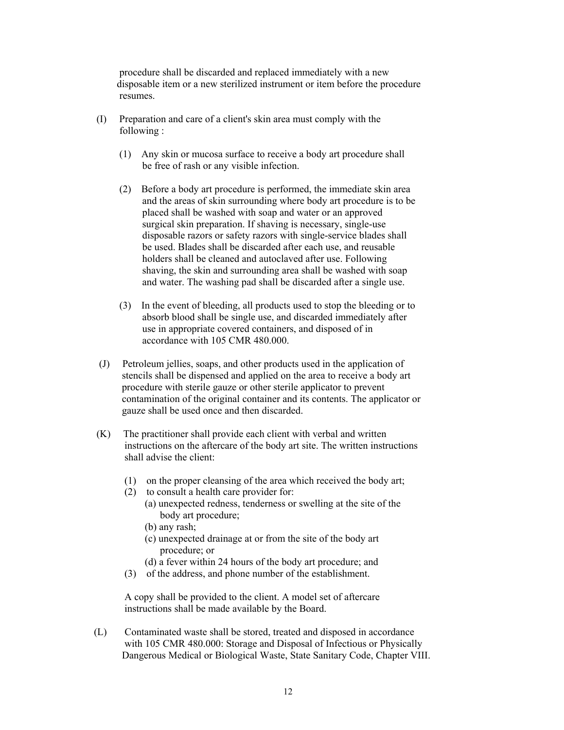procedure shall be discarded and replaced immediately with a new disposable item or a new sterilized instrument or item before the procedure resumes.

(I) Preparation and care of a client's skin area must comply with the following :

(1) Any skin or mucosa surface to receive a body art procedure shall be free of rash or any visible infection.

(2) Before a body art procedure is performed, the immediate skin area and the areas of skin surrounding where body art procedure is to be placed shall be washed with soap and water or an approved surgical skin preparation. If shaving is necessary, single-use disposable razors or safety razors with single-service blades shall be used. Blades shall be discarded after each use, and reusable holders shall be cleaned and autoclaved after use. Following shaving, the skin and surrounding area shall be washed with soap and water. The washing pad shall be discarded after a single use.

(3) In the event of bleeding, all products used to stop the bleeding or to absorb blood shall be single use, and discarded immediately after use in appropriate covered containers, and disposed of in accordance with 105 CMR 480.000.

(J) Petroleum jellies, soaps, and other products used in the application of stencils shall be dispensed and applied on the area to receive a body art procedure with sterile gauze or other sterile applicator to prevent contamination of the original container and its contents. The applicator or gauze shall be used once and then discarded.

(K) The practitioner shall provide each client with verbal and written instructions on the aftercare of the body art site. The written instructions shall advise the client:

(1) on the proper cleansing of the area which received the body art;
(2) to consult a health care provider for:
  (a) unexpected redness, tenderness or swelling at the site of the body art procedure;
  (b) any rash;
  (c) unexpected drainage at or from the site of the body art procedure; or
  (d) a fever within 24 hours of the body art procedure; and
(3) of the address, and phone number of the establishment.

A copy shall be provided to the client. A model set of aftercare instructions shall be made available by the Board.

(L) Contaminated waste shall be stored, treated and disposed in accordance with 105 CMR 480.000: Storage and Disposal of Infectious or Physically Dangerous Medical or Biological Waste, State Sanitary Code, Chapter VIII.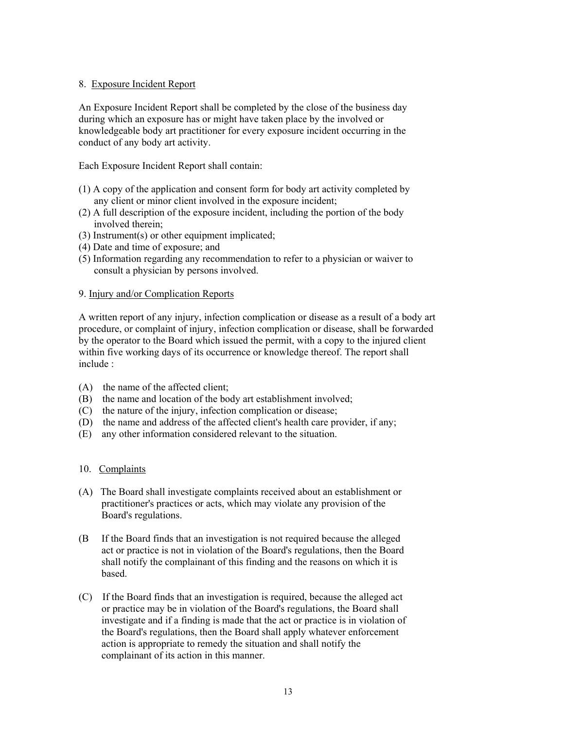8. Exposure Incident Report

An Exposure Incident Report shall be completed by the close of the business day during which an exposure has or might have taken place by the involved or knowledgeable body art practitioner for every exposure incident occurring in the conduct of any body art activity.

Each Exposure Incident Report shall contain:

(1) A copy of the application and consent form for body art activity completed by any client or minor client involved in the exposure incident;
(2) A full description of the exposure incident, including the portion of the body involved therein;
(3) Instrument(s) or other equipment implicated;
(4) Date and time of exposure; and
(5) Information regarding any recommendation to refer to a physician or waiver to consult a physician by persons involved.

9. Injury and/or Complication Reports

A written report of any injury, infection complication or disease as a result of a body art procedure, or complaint of injury, infection complication or disease, shall be forwarded by the operator to the Board which issued the permit, with a copy to the injured client within five working days of its occurrence or knowledge thereof. The report shall include :

(A) the name of the affected client;
(B) the name and location of the body art establishment involved;
(C) the nature of the injury, infection complication or disease;
(D) the name and address of the affected client's health care provider, if any;
(E) any other information considered relevant to the situation.

10. Complaints

(A) The Board shall investigate complaints received about an establishment or practitioner's practices or acts, which may violate any provision of the Board's regulations.

(B If the Board finds that an investigation is not required because the alleged act or practice is not in violation of the Board's regulations, then the Board shall notify the complainant of this finding and the reasons on which it is based.

(C) If the Board finds that an investigation is required, because the alleged act or practice may be in violation of the Board's regulations, the Board shall investigate and if a finding is made that the act or practice is in violation of the Board's regulations, then the Board shall apply whatever enforcement action is appropriate to remedy the situation and shall notify the complainant of its action in this manner.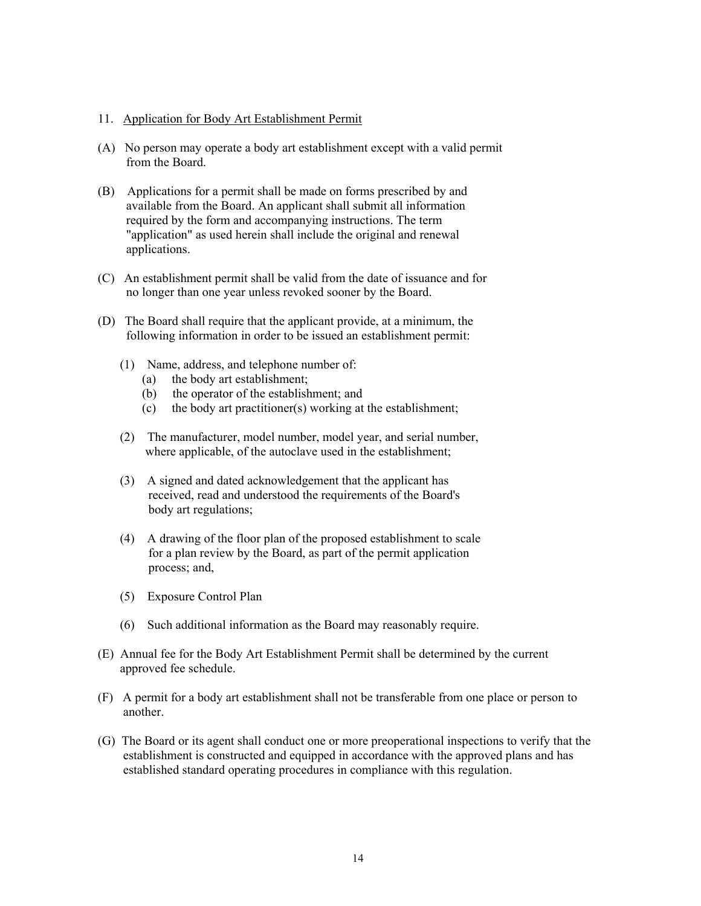11. Application for Body Art Establishment Permit

(A) No person may operate a body art establishment except with a valid permit from the Board.

(B) Applications for a permit shall be made on forms prescribed by and available from the Board. An applicant shall submit all information required by the form and accompanying instructions. The term "application" as used herein shall include the original and renewal applications.

(C) An establishment permit shall be valid from the date of issuance and for no longer than one year unless revoked sooner by the Board.

(D) The Board shall require that the applicant provide, at a minimum, the following information in order to be issued an establishment permit:

  (1) Name, address, and telephone number of:
    (a) the body art establishment;
    (b) the operator of the establishment; and
    (c) the body art practitioner(s) working at the establishment;

  (2) The manufacturer, model number, model year, and serial number, where applicable, of the autoclave used in the establishment;

  (3) A signed and dated acknowledgement that the applicant has received, read and understood the requirements of the Board's body art regulations;

  (4) A drawing of the floor plan of the proposed establishment to scale for a plan review by the Board, as part of the permit application process; and,

  (5) Exposure Control Plan

  (6) Such additional information as the Board may reasonably require.

(E) Annual fee for the Body Art Establishment Permit shall be determined by the current approved fee schedule.

(F) A permit for a body art establishment shall not be transferable from one place or person to another.

(G) The Board or its agent shall conduct one or more preoperational inspections to verify that the establishment is constructed and equipped in accordance with the approved plans and has established standard operating procedures in compliance with this regulation.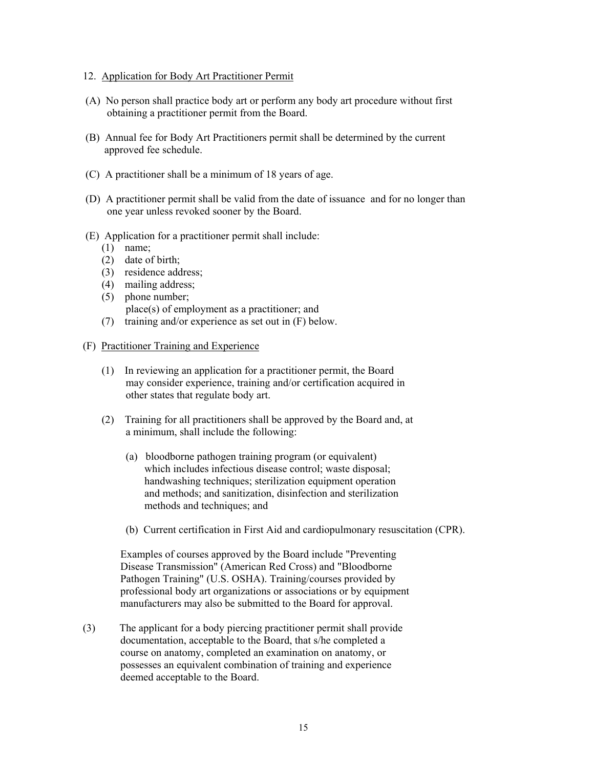12. Application for Body Art Practitioner Permit

(A) No person shall practice body art or perform any body art procedure without first obtaining a practitioner permit from the Board.

(B) Annual fee for Body Art Practitioners permit shall be determined by the current approved fee schedule.

(C) A practitioner shall be a minimum of 18 years of age.

(D) A practitioner permit shall be valid from the date of issuance and for no longer than one year unless revoked sooner by the Board.

(E) Application for a practitioner permit shall include:

(1) name;
(2) date of birth;
(3) residence address;
(4) mailing address;
(5) phone number;
place(s) of employment as a practitioner; and
(7) training and/or experience as set out in (F) below.

(F) Practitioner Training and Experience

(1) In reviewing an application for a practitioner permit, the Board may consider experience, training and/or certification acquired in other states that regulate body art.

(2) Training for all practitioners shall be approved by the Board and, at a minimum, shall include the following:

(a) bloodborne pathogen training program (or equivalent) which includes infectious disease control; waste disposal; handwashing techniques; sterilization equipment operation and methods; and sanitization, disinfection and sterilization methods and techniques; and

(b) Current certification in First Aid and cardiopulmonary resuscitation (CPR).

Examples of courses approved by the Board include "Preventing Disease Transmission" (American Red Cross) and "Bloodborne Pathogen Training" (U.S. OSHA). Training/courses provided by professional body art organizations or associations or by equipment manufacturers may also be submitted to the Board for approval.

(3) The applicant for a body piercing practitioner permit shall provide documentation, acceptable to the Board, that s/he completed a course on anatomy, completed an examination on anatomy, or possesses an equivalent combination of training and experience deemed acceptable to the Board.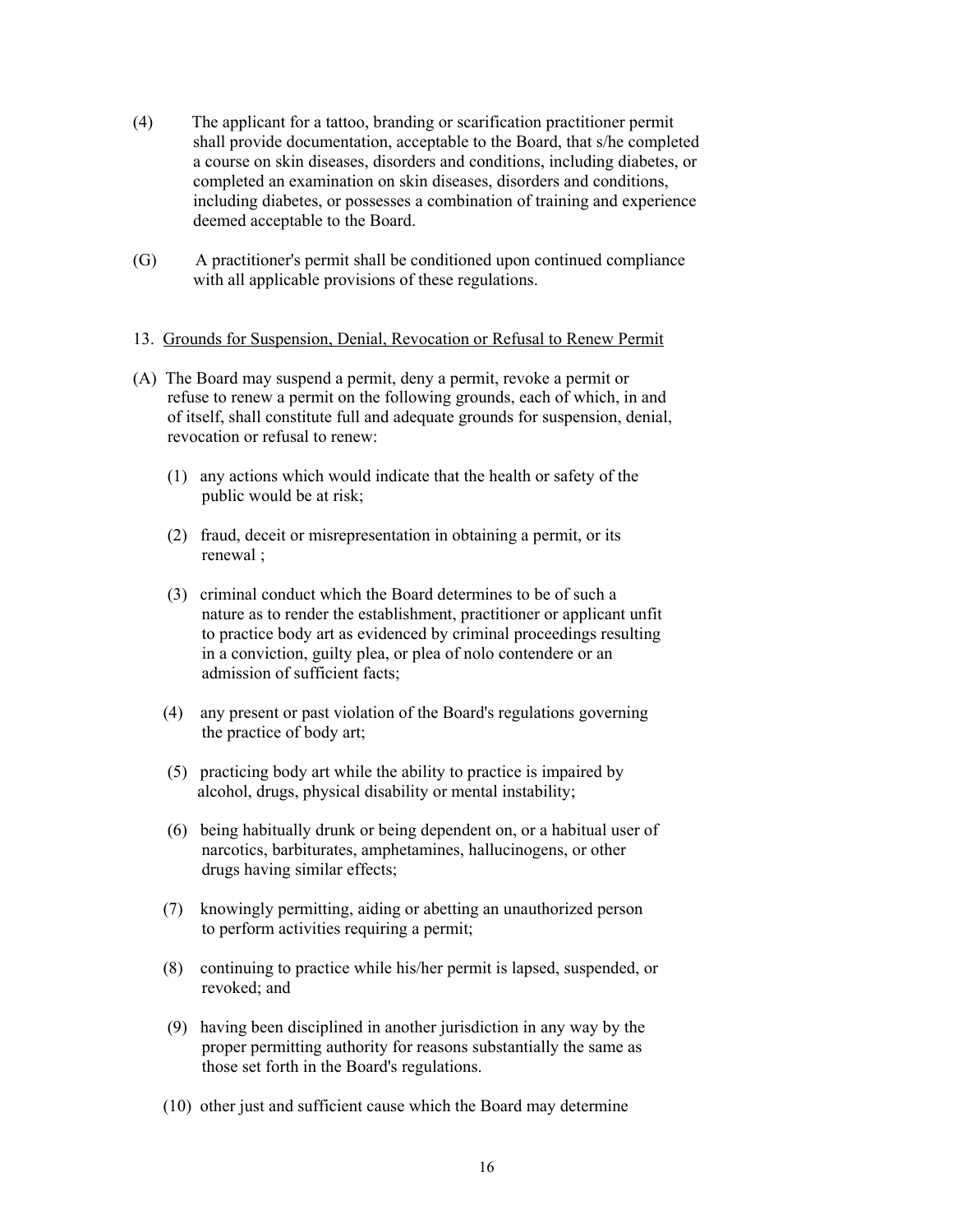(4) The applicant for a tattoo, branding or scarification practitioner permit shall provide documentation, acceptable to the Board, that s/he completed a course on skin diseases, disorders and conditions, including diabetes, or completed an examination on skin diseases, disorders and conditions, including diabetes, or possesses a combination of training and experience deemed acceptable to the Board.

(G) A practitioner's permit shall be conditioned upon continued compliance with all applicable provisions of these regulations.

13. <u>Grounds for Suspension, Denial, Revocation or Refusal to Renew Permit</u>

(A) The Board may suspend a permit, deny a permit, revoke a permit or refuse to renew a permit on the following grounds, each of which, in and of itself, shall constitute full and adequate grounds for suspension, denial, revocation or refusal to renew:

(1) any actions which would indicate that the health or safety of the public would be at risk;

(2) fraud, deceit or misrepresentation in obtaining a permit, or its renewal ;

(3) criminal conduct which the Board determines to be of such a nature as to render the establishment, practitioner or applicant unfit to practice body art as evidenced by criminal proceedings resulting in a conviction, guilty plea, or plea of nolo contendere or an admission of sufficient facts;

(4) any present or past violation of the Board's regulations governing the practice of body art;

(5) practicing body art while the ability to practice is impaired by alcohol, drugs, physical disability or mental instability;

(6) being habitually drunk or being dependent on, or a habitual user of narcotics, barbiturates, amphetamines, hallucinogens, or other drugs having similar effects;

(7) knowingly permitting, aiding or abetting an unauthorized person to perform activities requiring a permit;

(8) continuing to practice while his/her permit is lapsed, suspended, or revoked; and

(9) having been disciplined in another jurisdiction in any way by the proper permitting authority for reasons substantially the same as those set forth in the Board's regulations.

(10) other just and sufficient cause which the Board may determine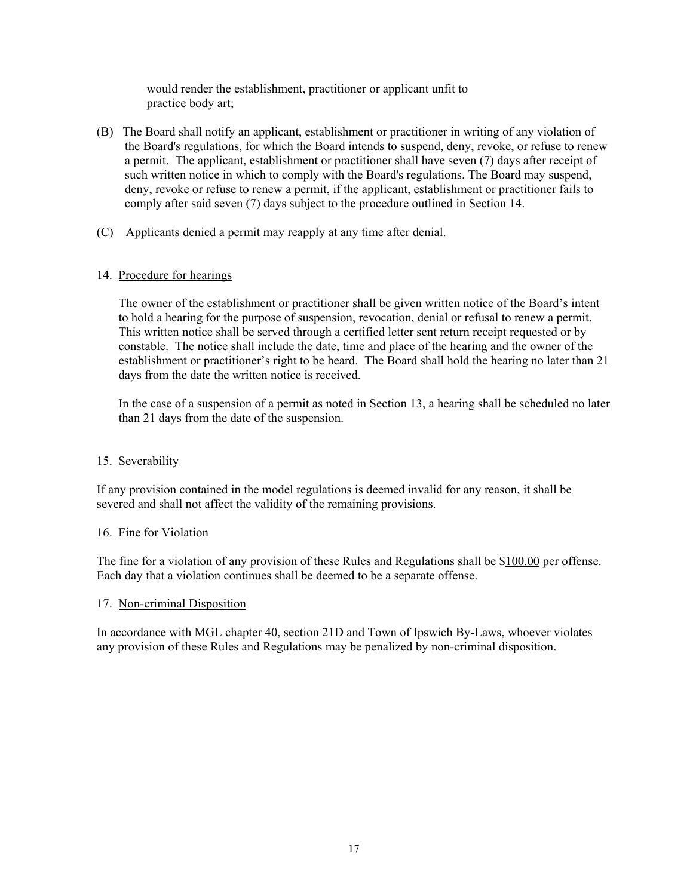would render the establishment, practitioner or applicant unfit to practice body art;

(B) The Board shall notify an applicant, establishment or practitioner in writing of any violation of the Board's regulations, for which the Board intends to suspend, deny, revoke, or refuse to renew a permit. The applicant, establishment or practitioner shall have seven (7) days after receipt of such written notice in which to comply with the Board's regulations. The Board may suspend, deny, revoke or refuse to renew a permit, if the applicant, establishment or practitioner fails to comply after said seven (7) days subject to the procedure outlined in Section 14.

(C) Applicants denied a permit may reapply at any time after denial.

14. <u>Procedure for hearings</u>

The owner of the establishment or practitioner shall be given written notice of the Board's intent to hold a hearing for the purpose of suspension, revocation, denial or refusal to renew a permit. This written notice shall be served through a certified letter sent return receipt requested or by constable. The notice shall include the date, time and place of the hearing and the owner of the establishment or practitioner's right to be heard. The Board shall hold the hearing no later than 21 days from the date the written notice is received.

In the case of a suspension of a permit as noted in Section 13, a hearing shall be scheduled no later than 21 days from the date of the suspension.

15. <u>Severability</u>

If any provision contained in the model regulations is deemed invalid for any reason, it shall be severed and shall not affect the validity of the remaining provisions.

16. <u>Fine for Violation</u>

The fine for a violation of any provision of these Rules and Regulations shall be $<u>100.00</u> per offense. Each day that a violation continues shall be deemed to be a separate offense.

17. <u>Non-criminal Disposition</u>

In accordance with MGL chapter 40, section 21D and Town of Ipswich By-Laws, whoever violates any provision of these Rules and Regulations may be penalized by non-criminal disposition.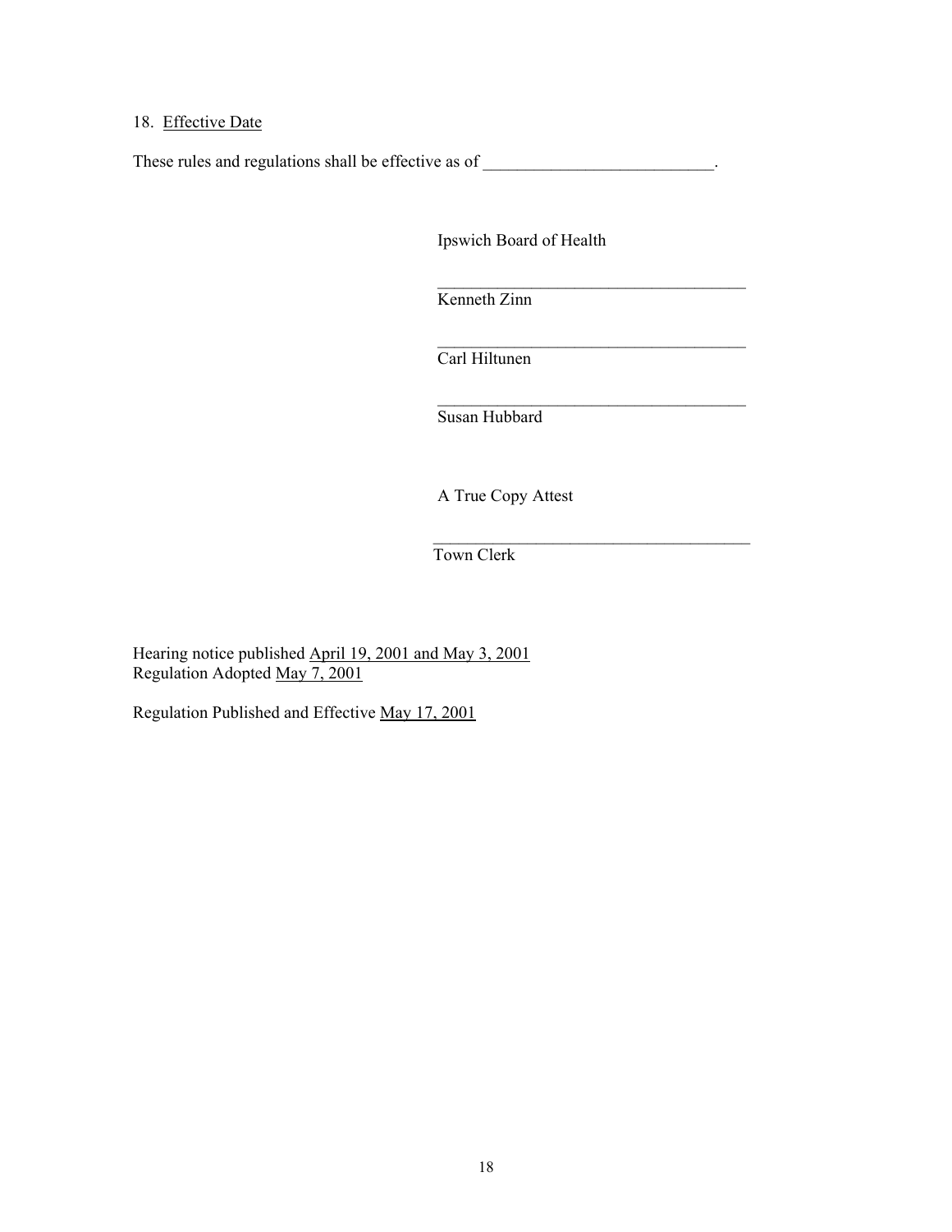18. Effective Date

These rules and regulations shall be effective as of ___________________________.

Ipswich Board of Health

______________________________________
Kenneth Zinn

______________________________________
Carl Hiltunen

______________________________________
Susan Hubbard

A True Copy Attest

______________________________________
Town Clerk

Hearing notice published April 19, 2001 and May 3, 2001
Regulation Adopted May 7, 2001

Regulation Published and Effective May 17, 2001